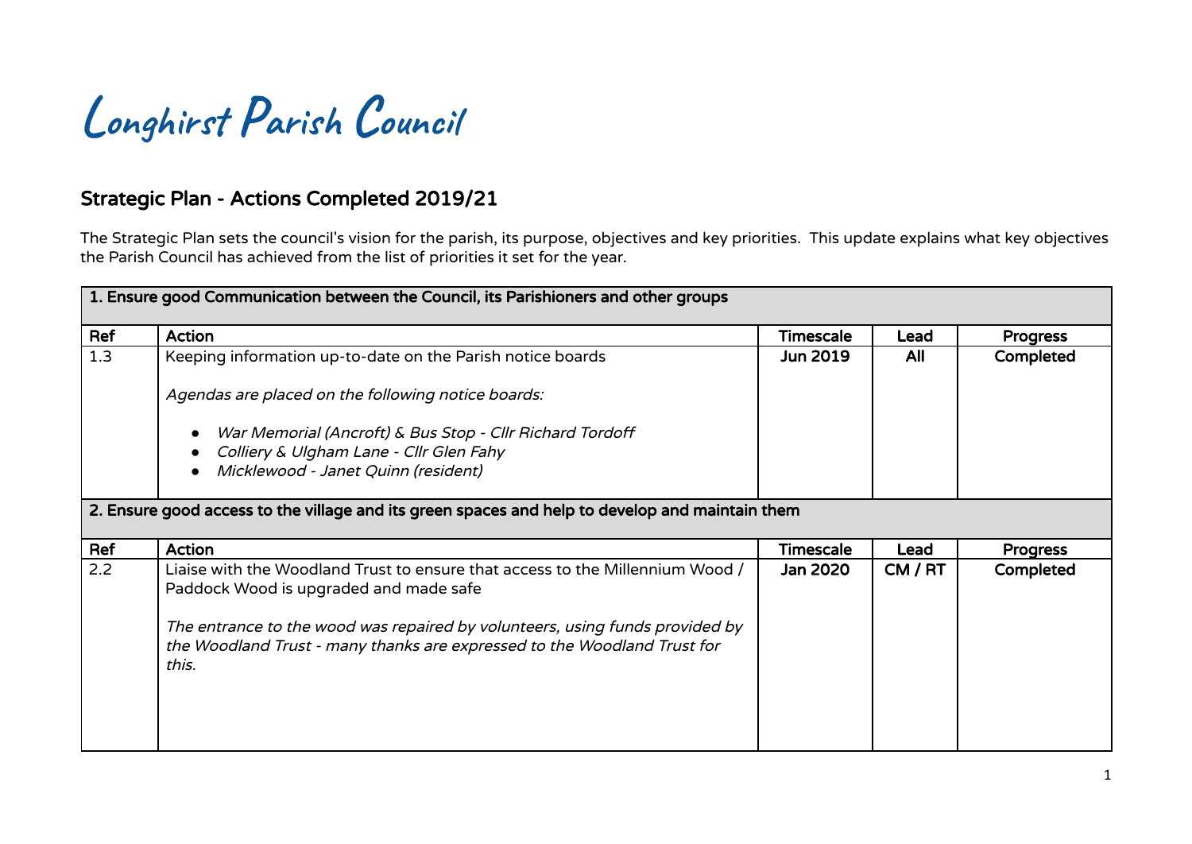# Longhirst Parish Council

## Strategic Plan - Actions Completed 2019/21

The Strategic Plan sets the council's vision for the parish, its purpose, objectives and key priorities. This update explains what key objectives the Parish Council has achieved from the list of priorities it set for the year.

| **1. Ensure good Communication between the Council, its Parishioners and other groups** | | | | |
|---|---|---|---|---|
| **Ref** | **Action** | **Timescale** | **Lead** | **Progress** |
| 1.3 | Keeping information up-to-date on the Parish notice boards<br><br>*Agendas are placed on the following notice boards:*<br><br>• *War Memorial (Ancroft) & Bus Stop - Cllr Richard Tordoff*<br>• *Colliery & Ulgham Lane - Cllr Glen Fahy*<br>• *Micklewood - Janet Quinn (resident)* | **Jun 2019** | **All** | **Completed** |
| **2. Ensure good access to the village and its green spaces and help to develop and maintain them** | | | | |
| **Ref** | **Action** | **Timescale** | **Lead** | **Progress** |
| 2.2 | Liaise with the Woodland Trust to ensure that access to the Millennium Wood / Paddock Wood is upgraded and made safe<br><br>*The entrance to the wood was repaired by volunteers, using funds provided by the Woodland Trust - many thanks are expressed to the Woodland Trust for this.* | **Jan 2020** | **CM / RT** | **Completed** |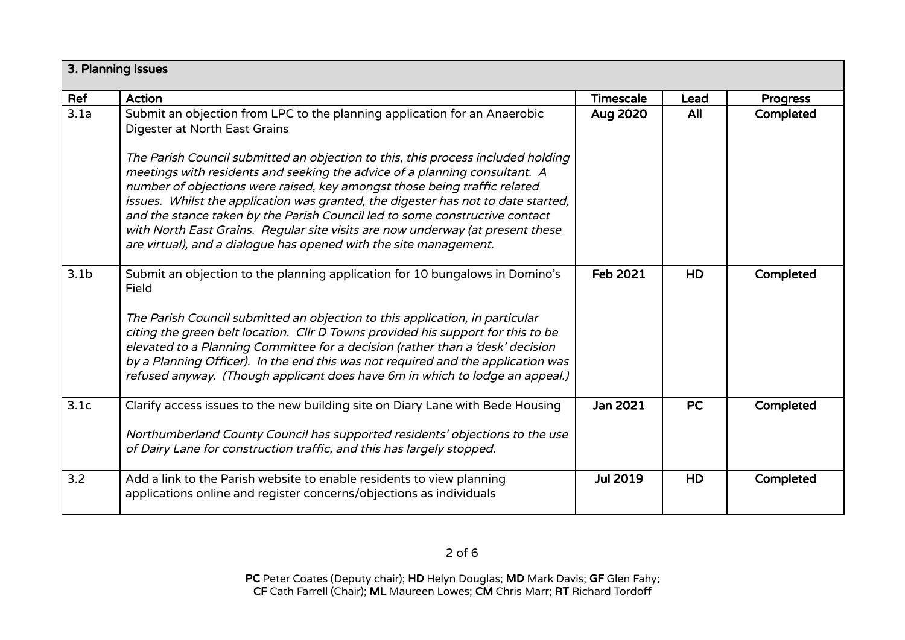| 3. Planning Issues | | | | |
|---|---|---|---|---|
| **Ref** | **Action** | **Timescale** | **Lead** | **Progress** |
| 3.1a | Submit an objection from LPC to the planning application for an Anaerobic Digester at North East Grains<br><br>*The Parish Council submitted an objection to this, this process included holding meetings with residents and seeking the advice of a planning consultant. A number of objections were raised, key amongst those being traffic related issues. Whilst the application was granted, the digester has not to date started, and the stance taken by the Parish Council led to some constructive contact with North East Grains. Regular site visits are now underway (at present these are virtual), and a dialogue has opened with the site management.* | **Aug 2020** | **All** | **Completed** |
| 3.1b | Submit an objection to the planning application for 10 bungalows in Domino's Field<br><br>*The Parish Council submitted an objection to this application, in particular citing the green belt location. Cllr D Towns provided his support for this to be elevated to a Planning Committee for a decision (rather than a 'desk' decision by a Planning Officer). In the end this was not required and the application was refused anyway. (Though applicant does have 6m in which to lodge an appeal.)* | **Feb 2021** | **HD** | **Completed** |
| 3.1c | Clarify access issues to the new building site on Diary Lane with Bede Housing<br><br>*Northumberland County Council has supported residents' objections to the use of Dairy Lane for construction traffic, and this has largely stopped.* | **Jan 2021** | **PC** | **Completed** |
| 3.2 | Add a link to the Parish website to enable residents to view planning applications online and register concerns/objections as individuals | **Jul 2019** | **HD** | **Completed** |

**PC** Peter Coates (Deputy chair); **HD** Helyn Douglas; **MD** Mark Davis; **GF** Glen Fahy; **CF** Cath Farrell (Chair); **ML** Maureen Lowes; **CM** Chris Marr; **RT** Richard Tordoff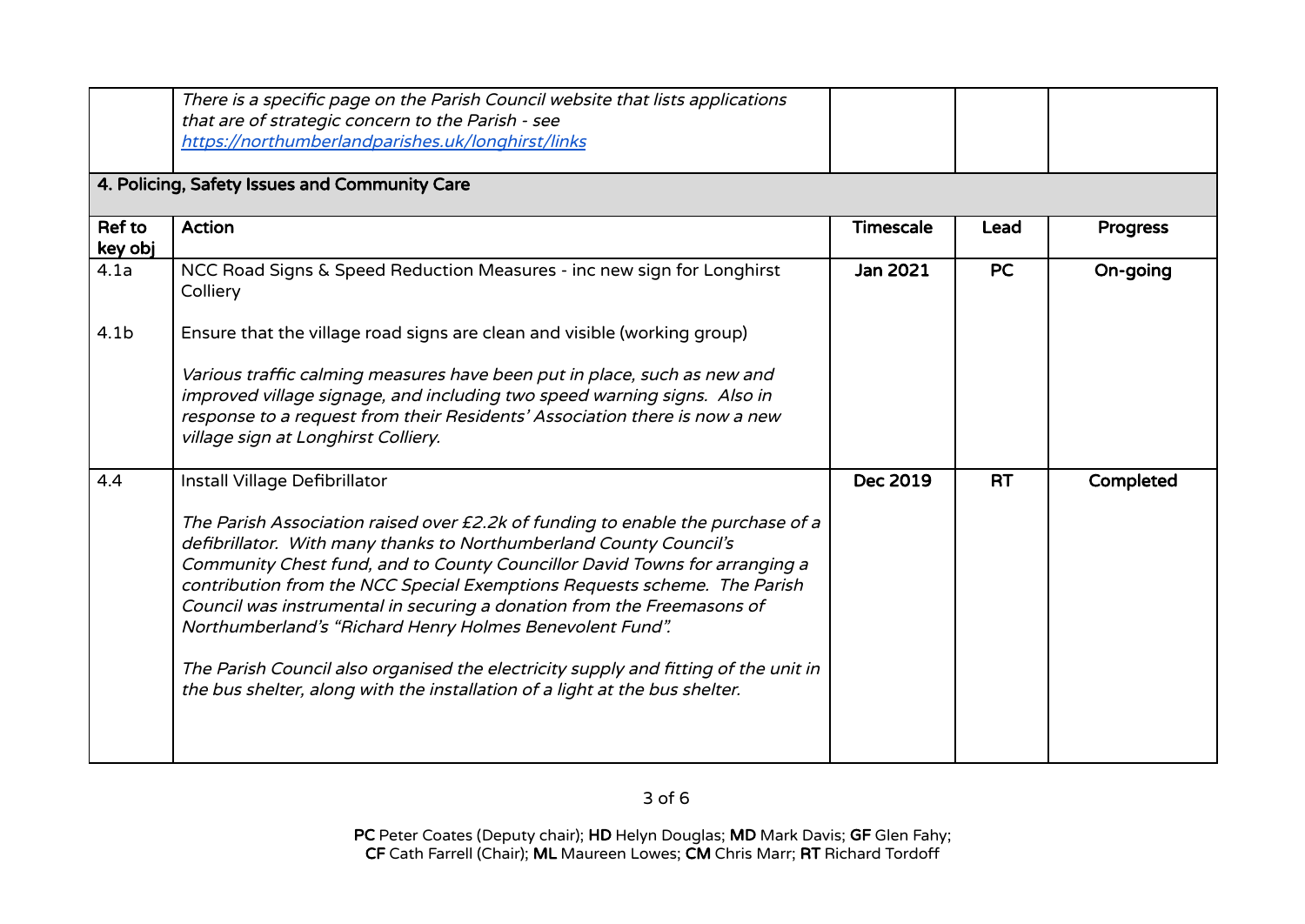| | *There is a specific page on the Parish Council website that lists applications that are of strategic concern to the Parish - see [https://northumberlandparishes.uk/longhirst/links](https://northumberlandparishes.uk/longhirst/links)* | | | |
|---|---|---|---|---|
| **4. Policing, Safety Issues and Community Care** | | | | |
| **Ref to key obj** | **Action** | **Timescale** | **Lead** | **Progress** |
| 4.1a<br><br>4.1b | NCC Road Signs & Speed Reduction Measures - inc new sign for Longhirst Colliery<br><br>Ensure that the village road signs are clean and visible (working group)<br><br>*Various traffic calming measures have been put in place, such as new and improved village signage, and including two speed warning signs. Also in response to a request from their Residents' Association there is now a new village sign at Longhirst Colliery.* | **Jan 2021** | **PC** | **On-going** |
| 4.4 | Install Village Defibrillator<br><br>*The Parish Association raised over £2.2k of funding to enable the purchase of a defibrillator. With many thanks to Northumberland County Council's Community Chest fund, and to County Councillor David Towns for arranging a contribution from the NCC Special Exemptions Requests scheme. The Parish Council was instrumental in securing a donation from the Freemasons of Northumberland's "Richard Henry Holmes Benevolent Fund".*<br><br>*The Parish Council also organised the electricity supply and fitting of the unit in the bus shelter, along with the installation of a light at the bus shelter.* | **Dec 2019** | **RT** | **Completed** |

**PC** Peter Coates (Deputy chair); **HD** Helyn Douglas; **MD** Mark Davis; **GF** Glen Fahy; **CF** Cath Farrell (Chair); **ML** Maureen Lowes; **CM** Chris Marr; **RT** Richard Tordoff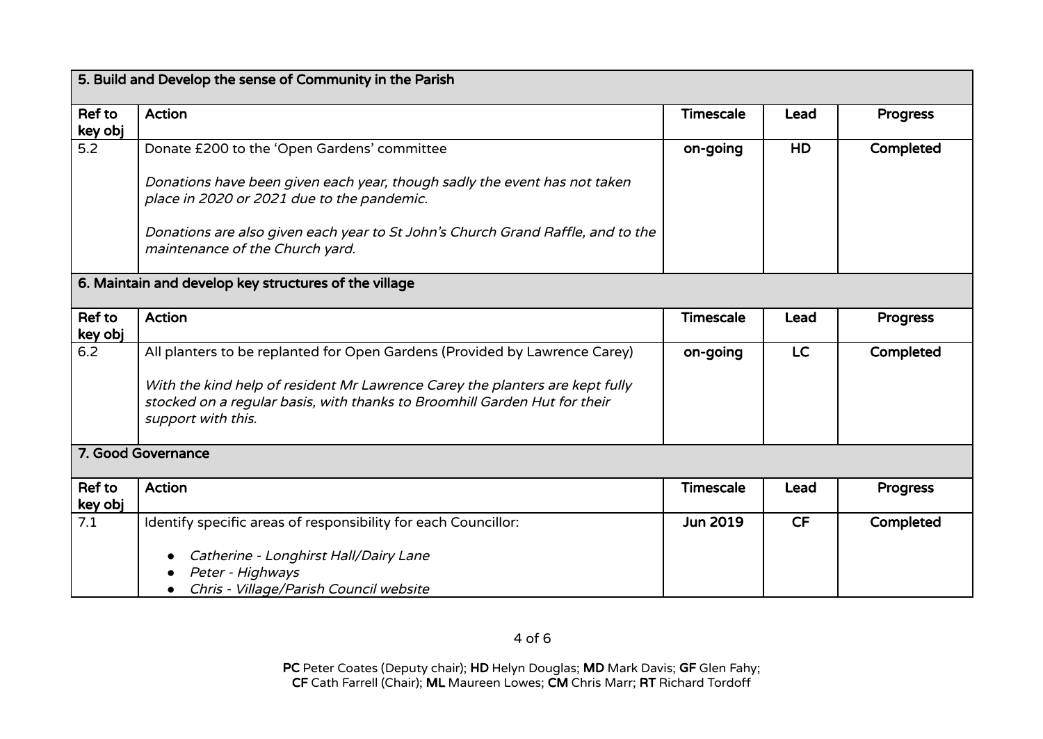| 5. Build and Develop the sense of Community in the Parish | | | | |
|---|---|---|---|---|
| **Ref to key obj** | **Action** | **Timescale** | **Lead** | **Progress** |
| 5.2 | Donate £200 to the 'Open Gardens' committee<br><br>*Donations have been given each year, though sadly the event has not taken place in 2020 or 2021 due to the pandemic.*<br><br>*Donations are also given each year to St John's Church Grand Raffle, and to the maintenance of the Church yard.* | **on-going** | **HD** | **Completed** |

| 6. Maintain and develop key structures of the village | | | | |
|---|---|---|---|---|
| **Ref to key obj** | **Action** | **Timescale** | **Lead** | **Progress** |
| 6.2 | All planters to be replanted for Open Gardens (Provided by Lawrence Carey)<br><br>*With the kind help of resident Mr Lawrence Carey the planters are kept fully stocked on a regular basis, with thanks to Broomhill Garden Hut for their support with this.* | **on-going** | **LC** | **Completed** |

| 7. Good Governance | | | | |
|---|---|---|---|---|
| **Ref to key obj** | **Action** | **Timescale** | **Lead** | **Progress** |
| 7.1 | Identify specific areas of responsibility for each Councillor:<br><br>• *Catherine - Longhirst Hall/Dairy Lane*<br>• *Peter - Highways*<br>• *Chris - Village/Parish Council website* | **Jun 2019** | **CF** | **Completed** |

**PC** Peter Coates (Deputy chair); **HD** Helyn Douglas; **MD** Mark Davis; **GF** Glen Fahy; **CF** Cath Farrell (Chair); **ML** Maureen Lowes; **CM** Chris Marr; **RT** Richard Tordoff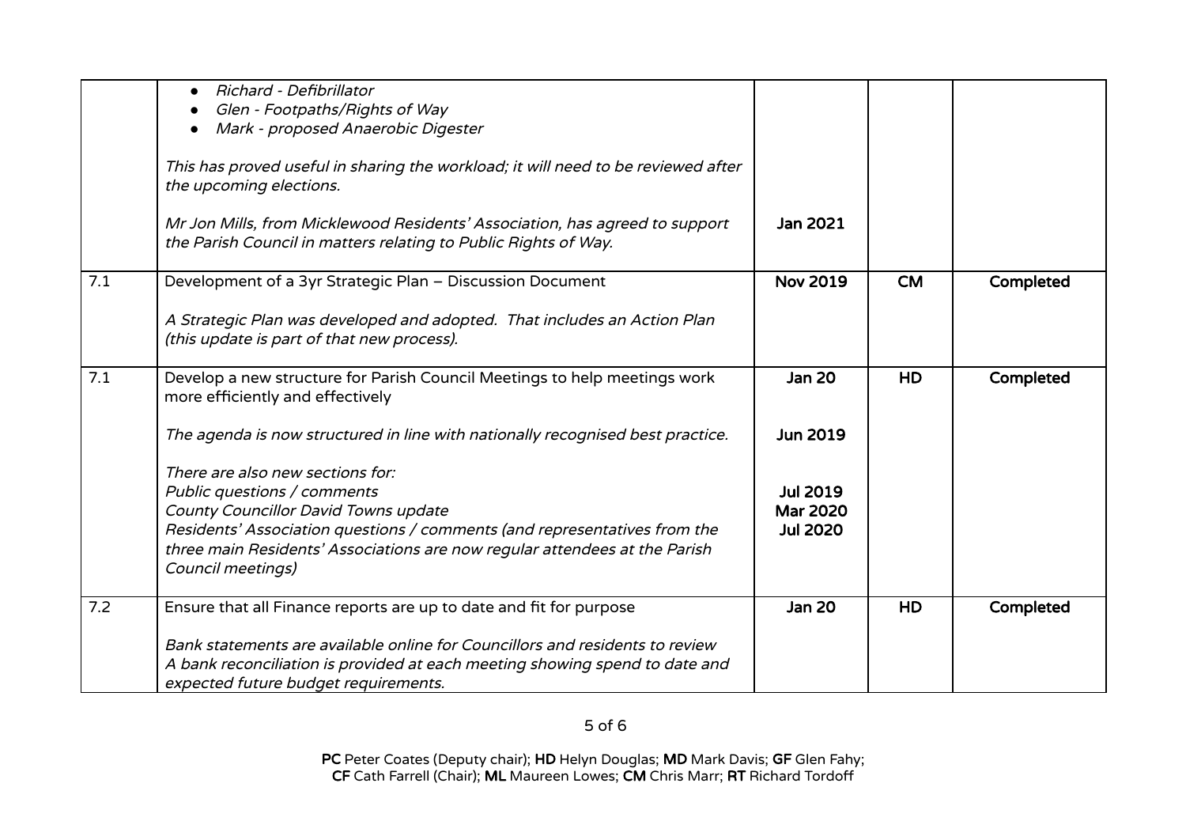| | | | | |
|---|---|---|---|---|
| | • *Richard - Defibrillator*<br>• *Glen - Footpaths/Rights of Way*<br>• *Mark - proposed Anaerobic Digester*<br><br>*This has proved useful in sharing the workload; it will need to be reviewed after the upcoming elections.*<br><br>*Mr Jon Mills, from Micklewood Residents' Association, has agreed to support the Parish Council in matters relating to Public Rights of Way.* | **Jan 2021** | | |
| 7.1 | Development of a 3yr Strategic Plan – Discussion Document<br><br>*A Strategic Plan was developed and adopted. That includes an Action Plan (this update is part of that new process).* | **Nov 2019** | **CM** | **Completed** |
| 7.1 | Develop a new structure for Parish Council Meetings to help meetings work more efficiently and effectively<br><br>*The agenda is now structured in line with nationally recognised best practice.*<br><br>*There are also new sections for:*<br>*Public questions / comments*<br>*County Councillor David Towns update*<br>*Residents' Association questions / comments (and representatives from the three main Residents' Associations are now regular attendees at the Parish Council meetings)* | **Jan 20**<br><br>**Jun 2019**<br><br><br>**Jul 2019**<br>**Mar 2020**<br>**Jul 2020** | **HD** | **Completed** |
| 7.2 | Ensure that all Finance reports are up to date and fit for purpose<br><br>*Bank statements are available online for Councillors and residents to review*<br>*A bank reconciliation is provided at each meeting showing spend to date and expected future budget requirements.* | **Jan 20** | **HD** | **Completed** |

**PC** Peter Coates (Deputy chair); **HD** Helyn Douglas; **MD** Mark Davis; **GF** Glen Fahy;
**CF** Cath Farrell (Chair); **ML** Maureen Lowes; **CM** Chris Marr; **RT** Richard Tordoff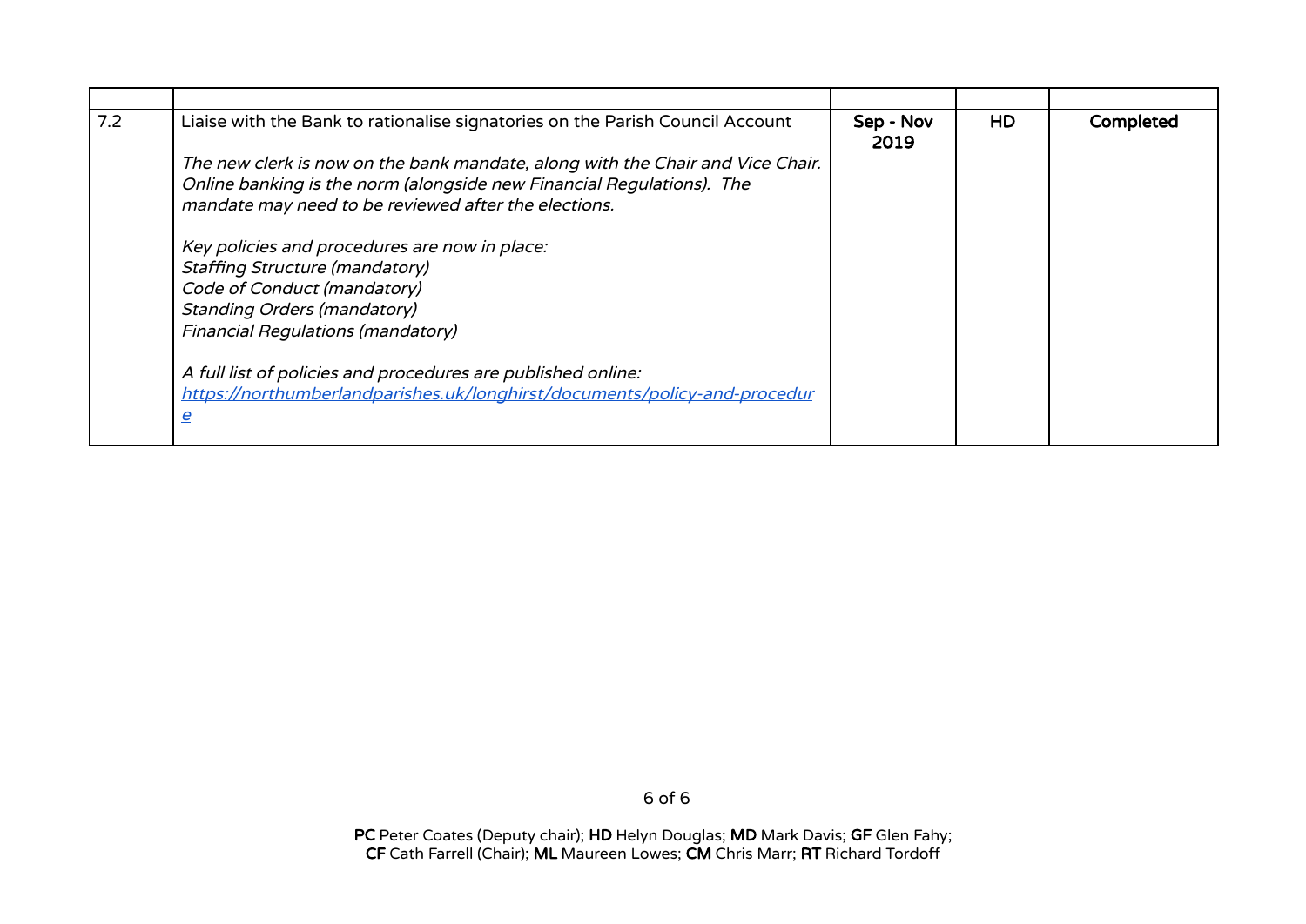| | | | | |
|---|---|---|---|---|
| 7.2 | Liaise with the Bank to rationalise signatories on the Parish Council Account<br><br>*The new clerk is now on the bank mandate, along with the Chair and Vice Chair. Online banking is the norm (alongside new Financial Regulations). The mandate may need to be reviewed after the elections.*<br><br>*Key policies and procedures are now in place:*<br>*Staffing Structure (mandatory)*<br>*Code of Conduct (mandatory)*<br>*Standing Orders (mandatory)*<br>*Financial Regulations (mandatory)*<br><br>*A full list of policies and procedures are published online:*<br>*https://northumberlandparishes.uk/longhirst/documents/policy-and-procedure* | **Sep - Nov 2019** | **HD** | **Completed** |

**PC** Peter Coates (Deputy chair); **HD** Helyn Douglas; **MD** Mark Davis; **GF** Glen Fahy; **CF** Cath Farrell (Chair); **ML** Maureen Lowes; **CM** Chris Marr; **RT** Richard Tordoff